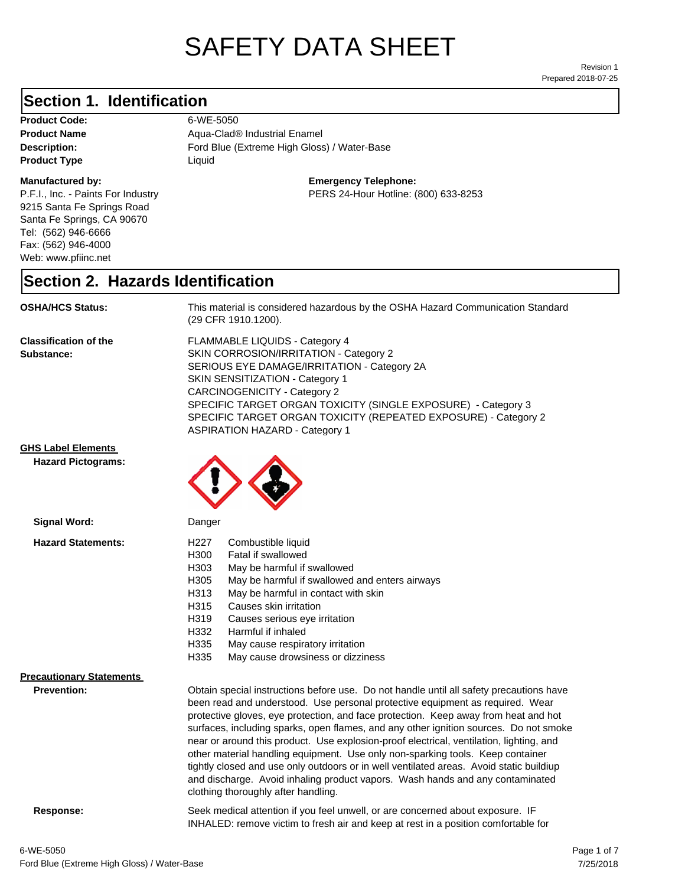# SAFETY DATA SHEET

Revision 1
Prepared 2018-07-25

## Section 1. Identification

**Product Code:** 6-WE-5050
**Product Name** Aqua-Clad® Industrial Enamel
**Description:** Ford Blue (Extreme High Gloss) / Water-Base
**Product Type** Liquid

**Manufactured by:**
P.F.I., Inc. - Paints For Industry
9215 Santa Fe Springs Road
Santa Fe Springs, CA 90670
Tel: (562) 946-6666
Fax: (562) 946-4000
Web: www.pfiinc.net

**Emergency Telephone:**
PERS 24-Hour Hotline: (800) 633-8253

## Section 2. Hazards Identification

**OSHA/HCS Status:** This material is considered hazardous by the OSHA Hazard Communication Standard (29 CFR 1910.1200).

**Classification of the Substance:**
FLAMMABLE LIQUIDS - Category 4
SKIN CORROSION/IRRITATION - Category 2
SERIOUS EYE DAMAGE/IRRITATION - Category 2A
SKIN SENSITIZATION - Category 1
CARCINOGENICITY - Category 2
SPECIFIC TARGET ORGAN TOXICITY (SINGLE EXPOSURE) - Category 3
SPECIFIC TARGET ORGAN TOXICITY (REPEATED EXPOSURE) - Category 2
ASPIRATION HAZARD - Category 1

**GHS Label Elements**

**Hazard Pictograms:**

**Signal Word:** Danger

**Hazard Statements:**

| | |
|---|---|
| H227 | Combustible liquid |
| H300 | Fatal if swallowed |
| H303 | May be harmful if swallowed |
| H305 | May be harmful if swallowed and enters airways |
| H313 | May be harmful in contact with skin |
| H315 | Causes skin irritation |
| H319 | Causes serious eye irritation |
| H332 | Harmful if inhaled |
| H335 | May cause respiratory irritation |
| H335 | May cause drowsiness or dizziness |

**Precautionary Statements**

**Prevention:** Obtain special instructions before use. Do not handle until all safety precautions have been read and understood. Use personal protective equipment as required. Wear protective gloves, eye protection, and face protection. Keep away from heat and hot surfaces, including sparks, open flames, and any other ignition sources. Do not smoke near or around this product. Use explosion-proof electrical, ventilation, lighting, and other material handling equipment. Use only non-sparking tools. Keep container tightly closed and use only outdoors or in well ventilated areas. Avoid static buildiup and discharge. Avoid inhaling product vapors. Wash hands and any contaminated clothing thoroughly after handling.

**Response:** Seek medical attention if you feel unwell, or are concerned about exposure. IF INHALED: remove victim to fresh air and keep at rest in a position comfortable for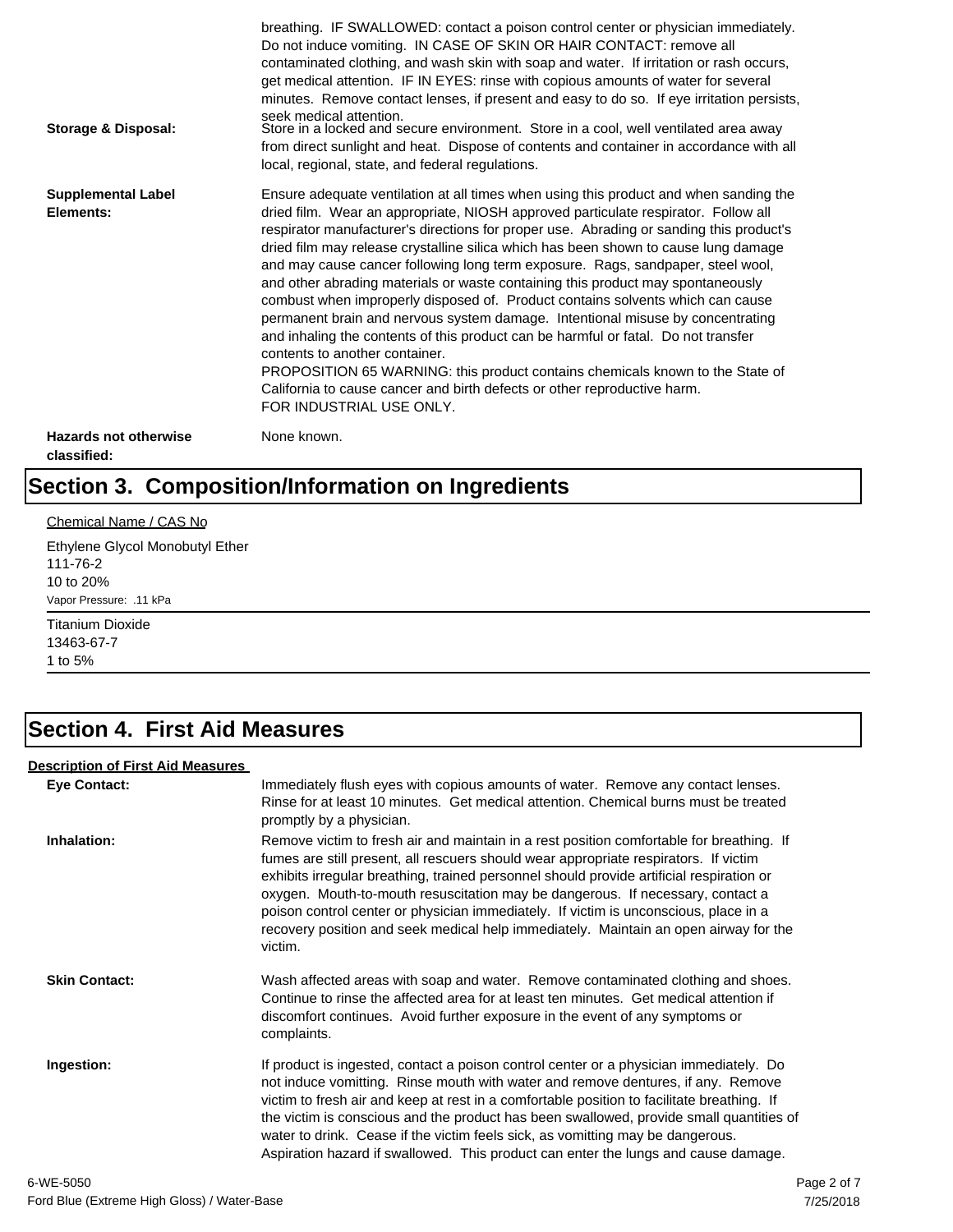| | |
|---|---|
| | breathing. IF SWALLOWED: contact a poison control center or physician immediately. Do not induce vomiting. IN CASE OF SKIN OR HAIR CONTACT: remove all contaminated clothing, and wash skin with soap and water. If irritation or rash occurs, get medical attention. IF IN EYES: rinse with copious amounts of water for several minutes. Remove contact lenses, if present and easy to do so. If eye irritation persists, seek medical attention. |
| **Storage & Disposal:** | Store in a locked and secure environment. Store in a cool, well ventilated area away from direct sunlight and heat. Dispose of contents and container in accordance with all local, regional, state, and federal regulations. |
| **Supplemental Label Elements:** | Ensure adequate ventilation at all times when using this product and when sanding the dried film. Wear an appropriate, NIOSH approved particulate respirator. Follow all respirator manufacturer's directions for proper use. Abrading or sanding this product's dried film may release crystalline silica which has been shown to cause lung damage and may cause cancer following long term exposure. Rags, sandpaper, steel wool, and other abrading materials or waste containing this product may spontaneously combust when improperly disposed of. Product contains solvents which can cause permanent brain and nervous system damage. Intentional misuse by concentrating and inhaling the contents of this product can be harmful or fatal. Do not transfer contents to another container.<br>PROPOSITION 65 WARNING: this product contains chemicals known to the State of California to cause cancer and birth defects or other reproductive harm.<br>FOR INDUSTRIAL USE ONLY. |
| **Hazards not otherwise classified:** | None known. |

# Section 3. Composition/Information on Ingredients

Chemical Name / CAS No

Ethylene Glycol Monobutyl Ether
111-76-2
10 to 20%
Vapor Pressure: .11 kPa

---

Titanium Dioxide
13463-67-7
1 to 5%

---

# Section 4. First Aid Measures

**Description of First Aid Measures**

| | |
|---|---|
| **Eye Contact:** | Immediately flush eyes with copious amounts of water. Remove any contact lenses. Rinse for at least 10 minutes. Get medical attention. Chemical burns must be treated promptly by a physician. |
| **Inhalation:** | Remove victim to fresh air and maintain in a rest position comfortable for breathing. If fumes are still present, all rescuers should wear appropriate respirators. If victim exhibits irregular breathing, trained personnel should provide artificial respiration or oxygen. Mouth-to-mouth resuscitation may be dangerous. If necessary, contact a poison control center or physician immediately. If victim is unconscious, place in a recovery position and seek medical help immediately. Maintain an open airway for the victim. |
| **Skin Contact:** | Wash affected areas with soap and water. Remove contaminated clothing and shoes. Continue to rinse the affected area for at least ten minutes. Get medical attention if discomfort continues. Avoid further exposure in the event of any symptoms or complaints. |
| **Ingestion:** | If product is ingested, contact a poison control center or a physician immediately. Do not induce vomitting. Rinse mouth with water and remove dentures, if any. Remove victim to fresh air and keep at rest in a comfortable position to facilitate breathing. If the victim is conscious and the product has been swallowed, provide small quantities of water to drink. Cease if the victim feels sick, as vomitting may be dangerous. Aspiration hazard if swallowed. This product can enter the lungs and cause damage. |

6-WE-5050
Ford Blue (Extreme High Gloss) / Water-Base
7/25/2018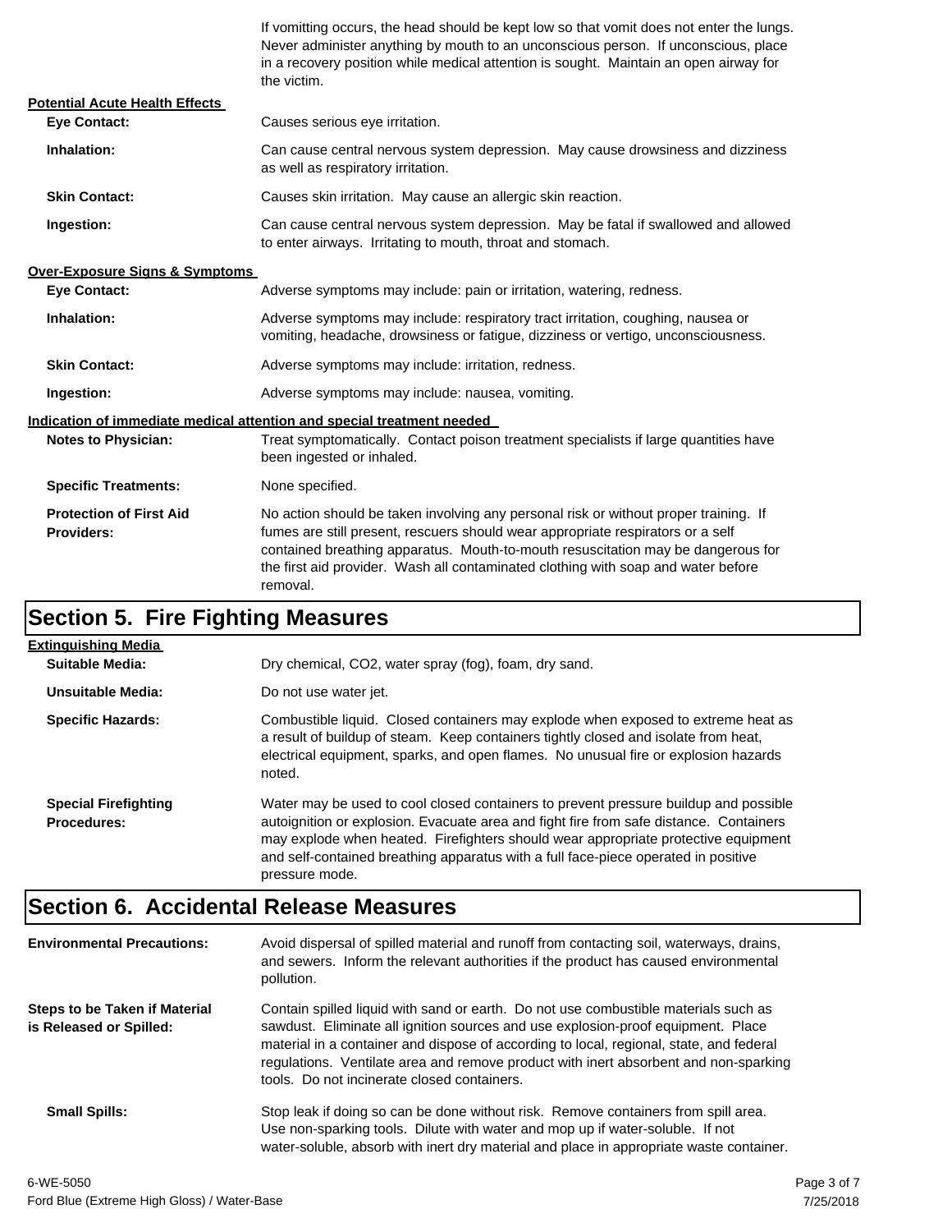If vomitting occurs, the head should be kept low so that vomit does not enter the lungs. Never administer anything by mouth to an unconscious person. If unconscious, place in a recovery position while medical attention is sought. Maintain an open airway for the victim.

**Potential Acute Health Effects**

**Eye Contact:** Causes serious eye irritation.

**Inhalation:** Can cause central nervous system depression. May cause drowsiness and dizziness as well as respiratory irritation.

**Skin Contact:** Causes skin irritation. May cause an allergic skin reaction.

**Ingestion:** Can cause central nervous system depression. May be fatal if swallowed and allowed to enter airways. Irritating to mouth, throat and stomach.

**Over-Exposure Signs & Symptoms**

**Eye Contact:** Adverse symptoms may include: pain or irritation, watering, redness.

**Inhalation:** Adverse symptoms may include: respiratory tract irritation, coughing, nausea or vomiting, headache, drowsiness or fatigue, dizziness or vertigo, unconsciousness.

**Skin Contact:** Adverse symptoms may include: irritation, redness.

**Ingestion:** Adverse symptoms may include: nausea, vomiting.

**Indication of immediate medical attention and special treatment needed**

**Notes to Physician:** Treat symptomatically. Contact poison treatment specialists if large quantities have been ingested or inhaled.

**Specific Treatments:** None specified.

**Protection of First Aid Providers:** No action should be taken involving any personal risk or without proper training. If fumes are still present, rescuers should wear appropriate respirators or a self contained breathing apparatus. Mouth-to-mouth resuscitation may be dangerous for the first aid provider. Wash all contaminated clothing with soap and water before removal.

# Section 5. Fire Fighting Measures

**Extinguishing Media**

**Suitable Media:** Dry chemical, $CO_2$, water spray (fog), foam, dry sand.

**Unsuitable Media:** Do not use water jet.

**Specific Hazards:** Combustible liquid. Closed containers may explode when exposed to extreme heat as a result of buildup of steam. Keep containers tightly closed and isolate from heat, electrical equipment, sparks, and open flames. No unusual fire or explosion hazards noted.

**Special Firefighting Procedures:** Water may be used to cool closed containers to prevent pressure buildup and possible autoignition or explosion. Evacuate area and fight fire from safe distance. Containers may explode when heated. Firefighters should wear appropriate protective equipment and self-contained breathing apparatus with a full face-piece operated in positive pressure mode.

# Section 6. Accidental Release Measures

**Environmental Precautions:** Avoid dispersal of spilled material and runoff from contacting soil, waterways, drains, and sewers. Inform the relevant authorities if the product has caused environmental pollution.

**Steps to be Taken if Material is Released or Spilled:** Contain spilled liquid with sand or earth. Do not use combustible materials such as sawdust. Eliminate all ignition sources and use explosion-proof equipment. Place material in a container and dispose of according to local, regional, state, and federal regulations. Ventilate area and remove product with inert absorbent and non-sparking tools. Do not incinerate closed containers.

**Small Spills:** Stop leak if doing so can be done without risk. Remove containers from spill area. Use non-sparking tools. Dilute with water and mop up if water-soluble. If not water-soluble, absorb with inert dry material and place in appropriate waste container.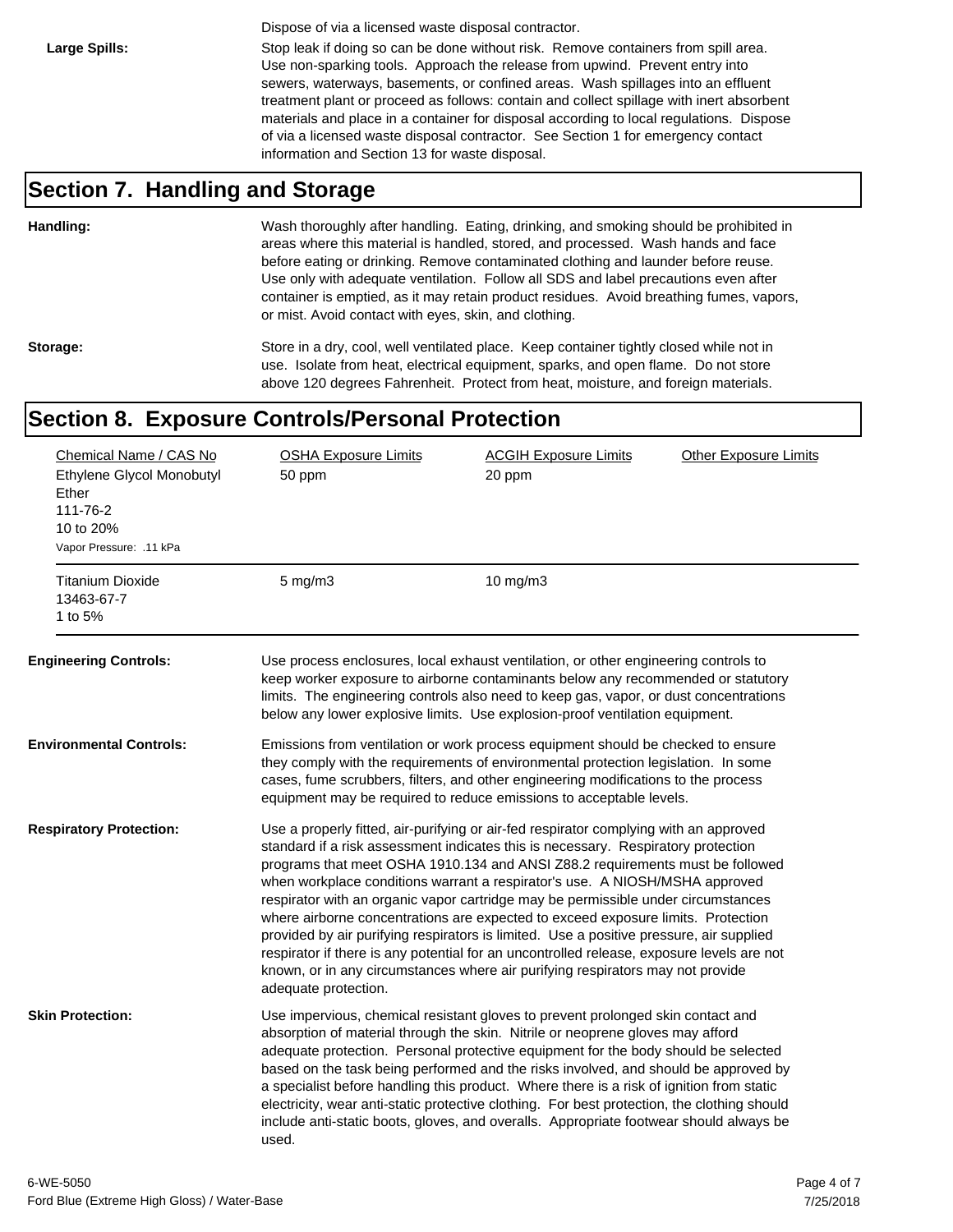Dispose of via a licensed waste disposal contractor.

**Large Spills:** Stop leak if doing so can be done without risk. Remove containers from spill area. Use non-sparking tools. Approach the release from upwind. Prevent entry into sewers, waterways, basements, or confined areas. Wash spillages into an effluent treatment plant or proceed as follows: contain and collect spillage with inert absorbent materials and place in a container for disposal according to local regulations. Dispose of via a licensed waste disposal contractor. See Section 1 for emergency contact information and Section 13 for waste disposal.

## Section 7. Handling and Storage

**Handling:** Wash thoroughly after handling. Eating, drinking, and smoking should be prohibited in areas where this material is handled, stored, and processed. Wash hands and face before eating or drinking. Remove contaminated clothing and launder before reuse. Use only with adequate ventilation. Follow all SDS and label precautions even after container is emptied, as it may retain product residues. Avoid breathing fumes, vapors, or mist. Avoid contact with eyes, skin, and clothing.

**Storage:** Store in a dry, cool, well ventilated place. Keep container tightly closed while not in use. Isolate from heat, electrical equipment, sparks, and open flame. Do not store above 120 degrees Fahrenheit. Protect from heat, moisture, and foreign materials.

## Section 8. Exposure Controls/Personal Protection

| Chemical Name / CAS No | OSHA Exposure Limits | ACGIH Exposure Limits | Other Exposure Limits |
|---|---|---|---|
| Ethylene Glycol Monobutyl Ether<br>111-76-2<br>10 to 20%<br>Vapor Pressure: .11 kPa | 50 ppm | 20 ppm | |
| Titanium Dioxide<br>13463-67-7<br>1 to 5% | 5 mg/m3 | 10 mg/m3 | |

**Engineering Controls:** Use process enclosures, local exhaust ventilation, or other engineering controls to keep worker exposure to airborne contaminants below any recommended or statutory limits. The engineering controls also need to keep gas, vapor, or dust concentrations below any lower explosive limits. Use explosion-proof ventilation equipment.

**Environmental Controls:** Emissions from ventilation or work process equipment should be checked to ensure they comply with the requirements of environmental protection legislation. In some cases, fume scrubbers, filters, and other engineering modifications to the process equipment may be required to reduce emissions to acceptable levels.

**Respiratory Protection:** Use a properly fitted, air-purifying or air-fed respirator complying with an approved standard if a risk assessment indicates this is necessary. Respiratory protection programs that meet OSHA 1910.134 and ANSI Z88.2 requirements must be followed when workplace conditions warrant a respirator's use. A NIOSH/MSHA approved respirator with an organic vapor cartridge may be permissible under circumstances where airborne concentrations are expected to exceed exposure limits. Protection provided by air purifying respirators is limited. Use a positive pressure, air supplied respirator if there is any potential for an uncontrolled release, exposure levels are not known, or in any circumstances where air purifying respirators may not provide adequate protection.

**Skin Protection:** Use impervious, chemical resistant gloves to prevent prolonged skin contact and absorption of material through the skin. Nitrile or neoprene gloves may afford adequate protection. Personal protective equipment for the body should be selected based on the task being performed and the risks involved, and should be approved by a specialist before handling this product. Where there is a risk of ignition from static electricity, wear anti-static protective clothing. For best protection, the clothing should include anti-static boots, gloves, and overalls. Appropriate footwear should always be used.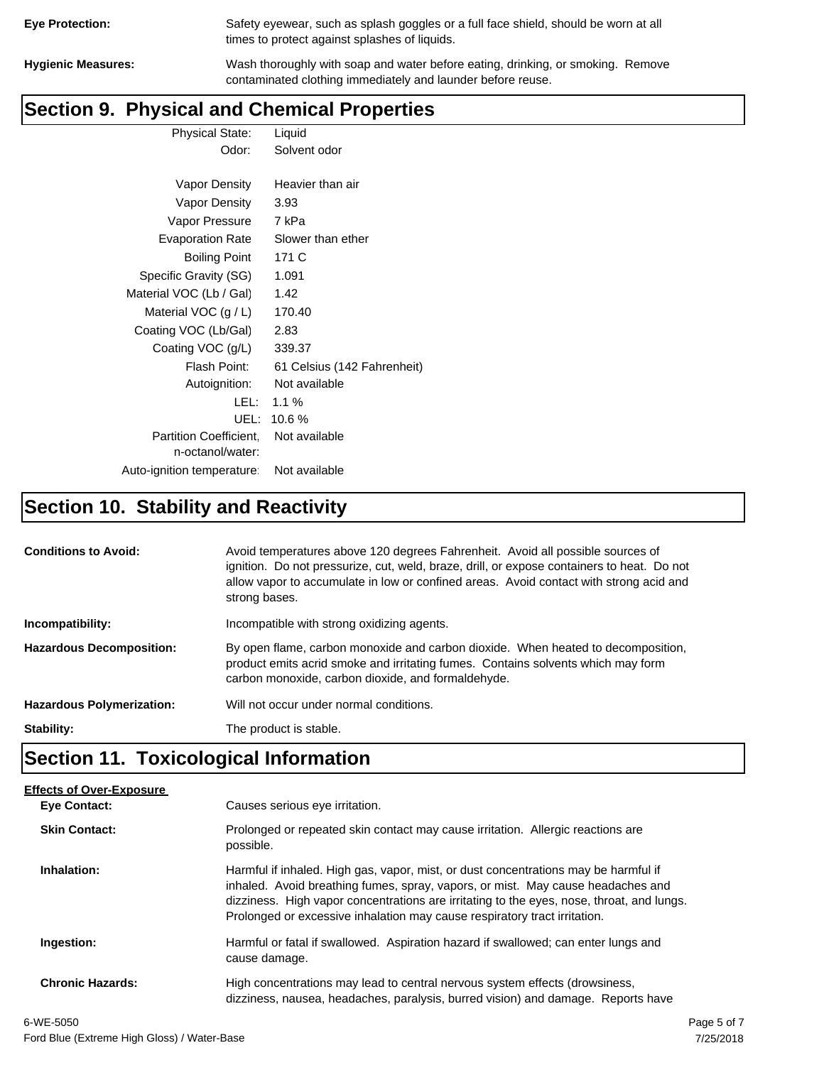**Eye Protection:** Safety eyewear, such as splash goggles or a full face shield, should be worn at all times to protect against splashes of liquids.

**Hygienic Measures:** Wash thoroughly with soap and water before eating, drinking, or smoking. Remove contaminated clothing immediately and launder before reuse.

## Section 9. Physical and Chemical Properties

| Property | Value |
|---|---|
| Physical State: | Liquid |
| Odor: | Solvent odor |
| Vapor Density | Heavier than air |
| Vapor Density | 3.93 |
| Vapor Pressure | 7 kPa |
| Evaporation Rate | Slower than ether |
| Boiling Point | 171 C |
| Specific Gravity (SG) | 1.091 |
| Material VOC (Lb / Gal) | 1.42 |
| Material VOC (g / L) | 170.40 |
| Coating VOC (Lb/Gal) | 2.83 |
| Coating VOC (g/L) | 339.37 |
| Flash Point: | 61 Celsius (142 Fahrenheit) |
| Autoignition: | Not available |
| LEL: | 1.1 % |
| UEL: | 10.6 % |
| Partition Coefficient, n-octanol/water: | Not available |
| Auto-ignition temperature: | Not available |

## Section 10. Stability and Reactivity

**Conditions to Avoid:** Avoid temperatures above 120 degrees Fahrenheit. Avoid all possible sources of ignition. Do not pressurize, cut, weld, braze, drill, or expose containers to heat. Do not allow vapor to accumulate in low or confined areas. Avoid contact with strong acid and strong bases.

**Incompatibility:** Incompatible with strong oxidizing agents.

**Hazardous Decomposition:** By open flame, carbon monoxide and carbon dioxide. When heated to decomposition, product emits acrid smoke and irritating fumes. Contains solvents which may form carbon monoxide, carbon dioxide, and formaldehyde.

**Hazardous Polymerization:** Will not occur under normal conditions.

**Stability:** The product is stable.

## Section 11. Toxicological Information

**Effects of Over-Exposure**

**Eye Contact:** Causes serious eye irritation.

**Skin Contact:** Prolonged or repeated skin contact may cause irritation. Allergic reactions are possible.

**Inhalation:** Harmful if inhaled. High gas, vapor, mist, or dust concentrations may be harmful if inhaled. Avoid breathing fumes, spray, vapors, or mist. May cause headaches and dizziness. High vapor concentrations are irritating to the eyes, nose, throat, and lungs. Prolonged or excessive inhalation may cause respiratory tract irritation.

**Ingestion:** Harmful or fatal if swallowed. Aspiration hazard if swallowed; can enter lungs and cause damage.

**Chronic Hazards:** High concentrations may lead to central nervous system effects (drowsiness, dizziness, nausea, headaches, paralysis, burred vision) and damage. Reports have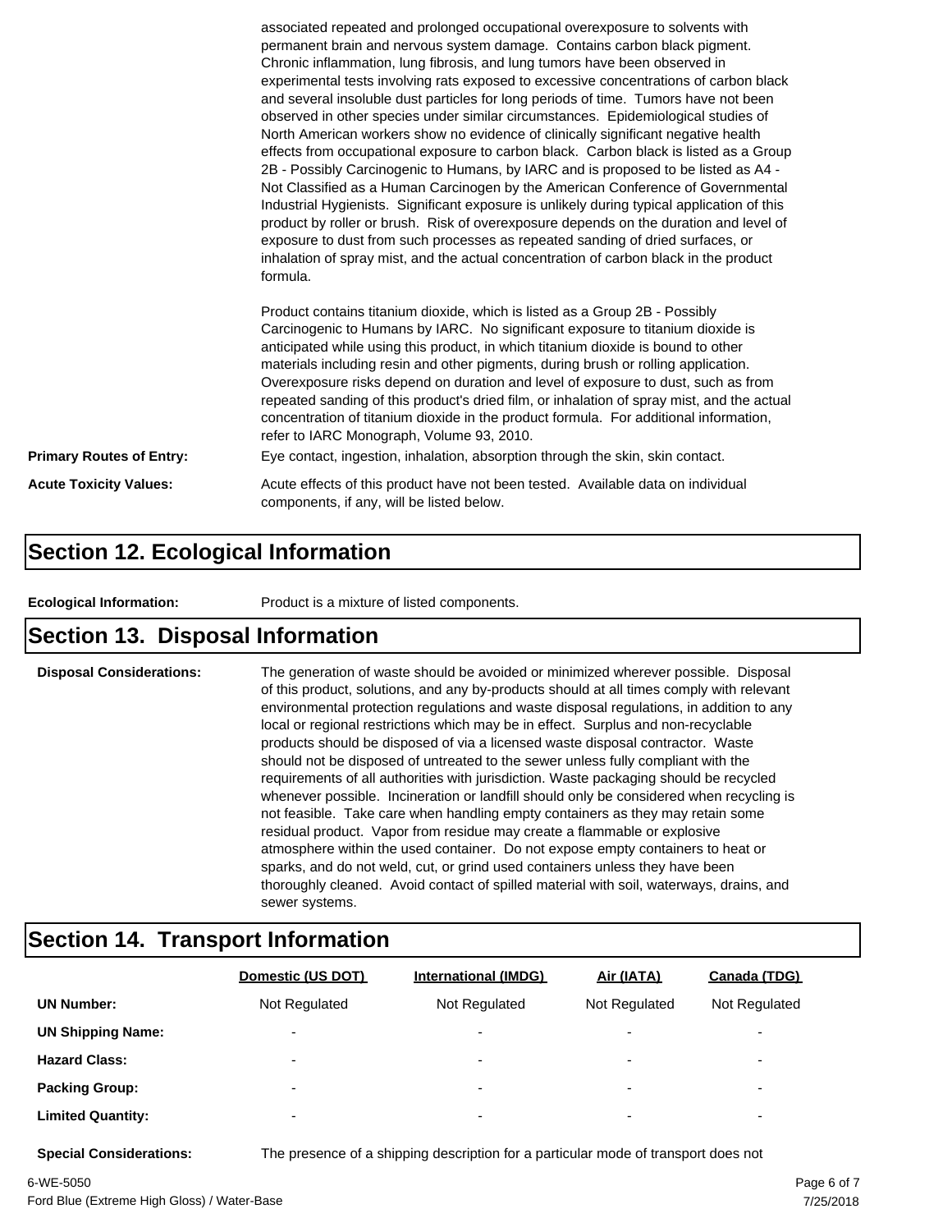associated repeated and prolonged occupational overexposure to solvents with permanent brain and nervous system damage. Contains carbon black pigment. Chronic inflammation, lung fibrosis, and lung tumors have been observed in experimental tests involving rats exposed to excessive concentrations of carbon black and several insoluble dust particles for long periods of time. Tumors have not been observed in other species under similar circumstances. Epidemiological studies of North American workers show no evidence of clinically significant negative health effects from occupational exposure to carbon black. Carbon black is listed as a Group 2B - Possibly Carcinogenic to Humans, by IARC and is proposed to be listed as A4 - Not Classified as a Human Carcinogen by the American Conference of Governmental Industrial Hygienists. Significant exposure is unlikely during typical application of this product by roller or brush. Risk of overexposure depends on the duration and level of exposure to dust from such processes as repeated sanding of dried surfaces, or inhalation of spray mist, and the actual concentration of carbon black in the product formula.

Product contains titanium dioxide, which is listed as a Group 2B - Possibly Carcinogenic to Humans by IARC. No significant exposure to titanium dioxide is anticipated while using this product, in which titanium dioxide is bound to other materials including resin and other pigments, during brush or rolling application. Overexposure risks depend on duration and level of exposure to dust, such as from repeated sanding of this product's dried film, or inhalation of spray mist, and the actual concentration of titanium dioxide in the product formula. For additional information, refer to IARC Monograph, Volume 93, 2010.

**Primary Routes of Entry:** Eye contact, ingestion, inhalation, absorption through the skin, skin contact.

**Acute Toxicity Values:** Acute effects of this product have not been tested. Available data on individual components, if any, will be listed below.

## Section 12. Ecological Information

**Ecological Information:** Product is a mixture of listed components.

## Section 13. Disposal Information

**Disposal Considerations:** The generation of waste should be avoided or minimized wherever possible. Disposal of this product, solutions, and any by-products should at all times comply with relevant environmental protection regulations and waste disposal regulations, in addition to any local or regional restrictions which may be in effect. Surplus and non-recyclable products should be disposed of via a licensed waste disposal contractor. Waste should not be disposed of untreated to the sewer unless fully compliant with the requirements of all authorities with jurisdiction. Waste packaging should be recycled whenever possible. Incineration or landfill should only be considered when recycling is not feasible. Take care when handling empty containers as they may retain some residual product. Vapor from residue may create a flammable or explosive atmosphere within the used container. Do not expose empty containers to heat or sparks, and do not weld, cut, or grind used containers unless they have been thoroughly cleaned. Avoid contact of spilled material with soil, waterways, drains, and sewer systems.

## Section 14. Transport Information

| | Domestic (US DOT) | International (IMDG) | Air (IATA) | Canada (TDG) |
|---|---|---|---|---|
| **UN Number:** | Not Regulated | Not Regulated | Not Regulated | Not Regulated |
| **UN Shipping Name:** | - | - | - | - |
| **Hazard Class:** | - | - | - | - |
| **Packing Group:** | - | - | - | - |
| **Limited Quantity:** | - | - | - | - |

**Special Considerations:** The presence of a shipping description for a particular mode of transport does not

6-WE-5050

Ford Blue (Extreme High Gloss) / Water-Base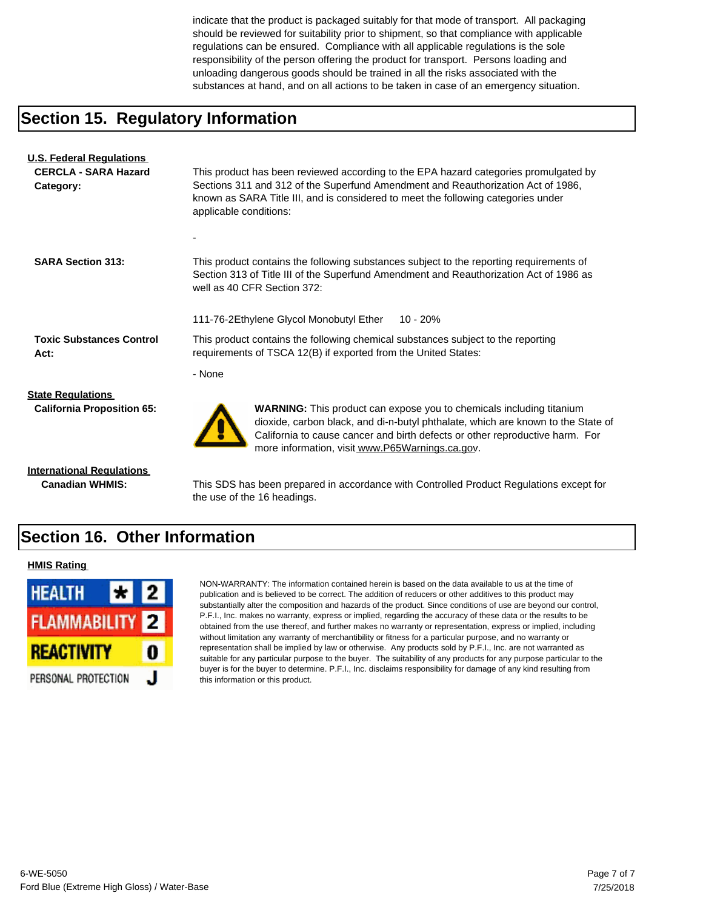indicate that the product is packaged suitably for that mode of transport. All packaging should be reviewed for suitability prior to shipment, so that compliance with applicable regulations can be ensured. Compliance with all applicable regulations is the sole responsibility of the person offering the product for transport. Persons loading and unloading dangerous goods should be trained in all the risks associated with the substances at hand, and on all actions to be taken in case of an emergency situation.

## Section 15. Regulatory Information

**U.S. Federal Regulations**

**CERCLA - SARA Hazard Category:**

This product has been reviewed according to the EPA hazard categories promulgated by Sections 311 and 312 of the Superfund Amendment and Reauthorization Act of 1986, known as SARA Title III, and is considered to meet the following categories under applicable conditions:

-

**SARA Section 313:**

This product contains the following substances subject to the reporting requirements of Section 313 of Title III of the Superfund Amendment and Reauthorization Act of 1986 as well as 40 CFR Section 372:

111-76-2Ethylene Glycol Monobutyl Ether 10 - 20%

**Toxic Substances Control Act:**

This product contains the following chemical substances subject to the reporting requirements of TSCA 12(B) if exported from the United States:

- None

**State Regulations**

**California Proposition 65:**

**WARNING:** This product can expose you to chemicals including titanium dioxide, carbon black, and di-n-butyl phthalate, which are known to the State of California to cause cancer and birth defects or other reproductive harm. For more information, visit www.P65Warnings.ca.gov.

**International Regulations**

**Canadian WHMIS:**

This SDS has been prepared in accordance with Controlled Product Regulations except for the use of the 16 headings.

## Section 16. Other Information

**HMIS Rating**

| | | |
|---|---|---|
| HEALTH | * | 2 |
| FLAMMABILITY | | 2 |
| REACTIVITY | | 0 |
| PERSONAL PROTECTION | | J |

NON-WARRANTY: The information contained herein is based on the data available to us at the time of publication and is believed to be correct. The addition of reducers or other additives to this product may substantially alter the composition and hazards of the product. Since conditions of use are beyond our control, P.F.I., Inc. makes no warranty, express or implied, regarding the accuracy of these data or the results to be obtained from the use thereof, and further makes no warranty or representation, express or implied, including without limitation any warranty of merchantibility or fitness for a particular purpose, and no warranty or representation shall be implied by law or otherwise. Any products sold by P.F.I., Inc. are not warranted as suitable for any particular purpose to the buyer. The suitability of any products for any purpose particular to the buyer is for the buyer to determine. P.F.I., Inc. disclaims responsibility for damage of any kind resulting from this information or this product.

6-WE-5050
Ford Blue (Extreme High Gloss) / Water-Base

7/25/2018